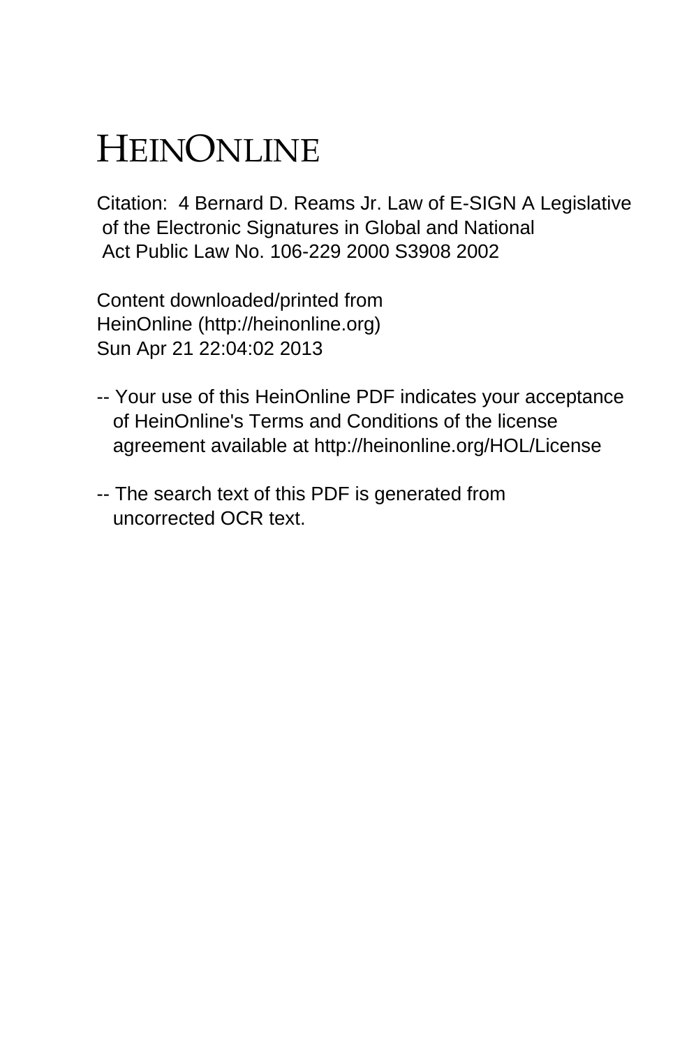# HEINONLINE

Citation: 4 Bernard D. Reams Jr. Law of E-SIGN A Legislative of the Electronic Signatures in Global and National Act Public Law No. 106-229 2000 S3908 2002

Content downloaded/printed from HeinOnline (http://heinonline.org) Sun Apr 21 22:04:02 2013

-- Your use of this HeinOnline PDF indicates your acceptance of HeinOnline's Terms and Conditions of the license agreement available at http://heinonline.org/HOL/License

-- The search text of this PDF is generated from uncorrected OCR text.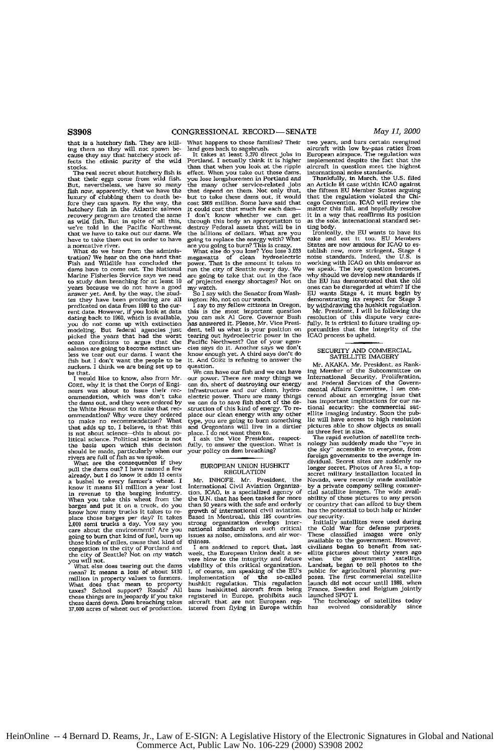that is a hatchery fish. They are killing them so they will not spawn because they say that hatchery stock affects the ethnic purity of the wild stocks.

The real secret about hatchery fish is that their eggs come from wild fish. But, nevertheless, we have so many fish now, apparently, that we have the luxury of clubbing them to death before they can spawn. By the way, the hatchery fish in the Atlantic salmon recovery program are treated the same as wild fish. But in spite of all this, we're told in the Pacific Northwest that we have to take out our dams. We have to take them out in order to have a normative river.

What do we hear from the administration? We hear on the one hand that Fish and Wildlife has concluded the dams have to come out. The National Marine Fisheries Service says we need to study dam breaching for at least 10 years because we do not have a good answer yet. And, by the way, the studies they have been producing are all predicated on data from 1980 to the current date. However, if you look at data dating back to 1960, which is available, you do not come up with extinction modeling. But federal agencies just picked the years that had the worst ocean conditions to argue that the salmon are going to become extinct unless we tear out our dams. I want the fish but I don't want the people to be suckers. I think we are being set up to be that.

I would like to know, also from Mr. GORE, why it is that the Corps of Engineers was about to issue their recommendation, which was don't take the dams out, and they were ordered by the White House not to make that recommendation? Why were they ordered to make no recommendation? What that adds up to, I believe, is that this is not about science—this is about political science. Political science is not the basis upon which this decision should be made, particularly when our rivers are full of fish as we speak.

What are the consequences if they pull the dams out? I have named a few already, but I do know it adds 13 cents a bushel to every farmer's wheat. I know it means $11 million a year lost in revenue to the barging industry. When you take this wheat from the barges and put it on a truck, do you know how many trucks it takes to replace those barges per day? It takes 2,000 semi trucks a day. You say you care about the environment? Are you going to burn that kind of fuel, burn up those kinds of miles, cause that kind of congestion in the city of Portland and the city of Seattle? Not on my watch you will not.

What else does tearing out the dams mean? It means a loss of about $130 million in property values to farmers. What does that mean to property taxes? School support? Roads? All those things are in jeopardy if you take those dams down. Dam breaching takes 37,000 acres of wheat out of production. What happens to those families? Their land goes back to sagebrush.

It takes at least 5,370 direct jobs in Portland. I actually think it is higher than that when you look at the ripple effect. When you take out these dams, you lose longshoremen in Portland and the many other service-related jobs that depend on them. Not only that, but to take these dams out, it would cost $809 million. Some have said that it could cost that much for each dam—I don't know whether we can get through this body an appropriation to destroy Federal assets that will be in the billions of dollars. What are you going to replace the energy with? What are you going to burn? This is crazy.

What else do you lose? You lose 3,033 megawatts of clean hydroelectric power. That is the amount it takes to run the city of Seattle every day. We are going to take that out in the face of projected energy shortages? Not on my watch.

So I say with the Senator from Washington: No, not on our watch.

I say to my fellow citizens in Oregon, this is the most important question you can ask Al Gore. Governor Bush has answered it. Please, Mr. Vice President, tell us what is your position on tearing out hydroelectric power in the Pacific Northwest? One of your agencies says do it. Another says we don't know enough yet. A third says don't do it. And GORE is refusing to answer the question.

We can have our fish and we can have our power. There are many things we can do, short of destroying our energy infrastructure and our clean, hydroelectric power. There are many things we can do to save fish short of the destruction of this kind of energy. To replace our clean energy with any other type, you are going to burn something and Oregonians will live in a dirtier place. I do not want them to.

I ask the Vice President, respectfully, to answer the question. What is your policy on dam breaching?

## EUROPEAN UNION HUSHKIT REGULATION

Mr. INHOFE. Mr. President, the International Civil Aviation Organization, ICAO, is a specialized agency of the U.N. that has been tasked for more than 50 years with the safe and orderly growth of international civil aviation. Based in Montreal, this 185 countries strong organization develops international standards on such critical issues as noise, emissions, and air worthiness.

I am saddened to report that, last week, the European Union dealt a severe blow to the integrity and future viability of this critical organization. I, of course, am speaking of the EU's implementation of the so-called hushkit regulation. This regulation bans hushkitted aircraft from being registered in Europe, prohibits such aircraft that are not European registered from flying in Europe within two years, and bars certain reengined aircraft with low by-pass ratios from European airspace. The regulation was implemented despite the fact that the aircraft in question meet the highest international noise standards.

Thankfully, in March, the U.S. filed an Article 84 case within ICAO against the fifteen EU Member States arguing that the regulation violated the Chicago Convention. ICAO will review the matter this fall, and hopefully resolve it in a way that reaffirms its position as the sole, international standard setting body.

Ironically, the EU wants to have its cake and eat it too. EU Members States are now anxious for ICAO to establish new, more stringent, Stage 4 noise standards. Indeed, the U.S. is working with ICAO on this endeavor as we speak. The key question becomes, why should we develop new standards if the EU has demonstrated that the old ones can be disregarded at whim? If the EU wants Stage 4, it must begin by demonstrating its respect for Stage 3 by withdrawing the hushkit regulation.

Mr. President, I will be following the resolution of this dispute very carefully. It is critical to future trading opportunities that the integrity of the ICAO process be upheld.

## SECURITY AND COMMERCIAL SATELLITE IMAGERY

Mr. AKAKA. Mr. President, as Ranking Member of the Subcommittee on International Security, Proliferation, and Federal Services of the Governmental Affairs Committee, I am concerned about an emerging issue that has important implications for our national security: the commercial satellite imaging industry. Soon the public will have access to high resolution pictures able to show objects as small as three feet in size.

The rapid evolution of satellite technology has suddenly made the "eye in the sky" accessible to everyone, from foreign governments to the average individual. Secret sites are suddenly no longer secret. Photos of Area 51, a top-secret military installation located in Nevada, were recently made available by a private company selling commercial satellite images. The wide availability of these pictures to any person or country that can afford to buy them has the potential to both help or hinder our security.

Initially satellites were used during the Cold War for defense purposes. These classified images were only available to the government. However, civilians began to benefit from satellite pictures about thirty years ago when the government satellite, Landsat, began to sell photos to the public for agricultural planning purposes. The first commercial satellite launch did not occur until 1986, when France, Sweden and Belgium jointly launched SPOT I.

The technology of satellites today has evolved considerably since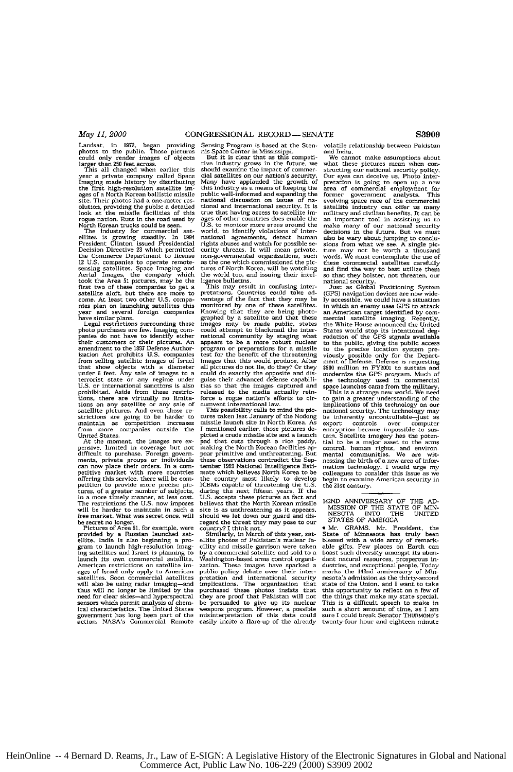Landsat, in 1972, began providing photos to the public. Those pictures could only render images of objects larger than 250 feet across.

This all changed when earlier this year a private company called Space Imaging made history by distributing the first high-resolution satellite images of a North Korean ballistic missile site. Their photos had a one-meter resolution, providing the public a detailed look at the missile facilities of this rogue nation. Ruts in the road used by North Korean trucks could be seen.

The industry for commercial satellites is growing steadily. In 1994 President Clinton issued Presidential Decision Directive 23 which permitted the Commerce Department to license 12 U.S. companies to operate remote-sensing satellites. Space Imaging and Aerial Images, the company which took the Area 51 pictures, may be the first two of these companies to get a satellite aloft, but there are more to come. At least two other U.S. companies plan on launching satellites this year and several foreign companies have similar plans.

Legal restrictions surrounding these photo purchases are few. Imaging companies do not have to identify either their customers or their pictures. An amendment to the 1997 Defense Authorization Act prohibits U.S. companies from selling satellite images of Israel that show objects with a diameter under 6 feet. Any sale of images to a terrorist state or any regime under U.S. or international sanctions is also prohibited. Aside from these restrictions, there are virtually no limitations on any satellite or any sale of satellite pictures. And even these restrictions are going to be harder to maintain as competition increases from more companies outside the United States.

At the moment, the images are expensive, limited in coverage but not difficult to purchase. Foreign governments, private groups or individuals can now place their orders. In a competitive market with more countries offering this service, there will be competition to provide more precise pictures, of a greater number of subjects, in a more timely manner, at less cost. The restrictions the U.S. now imposes will be harder to maintain in such a free market. What was secret once, will be secret no longer.

Pictures of Area 51, for example, were provided by a Russian launched satellite. India is also beginning a program to launch high-resolution imaging satellites and Israel is planning to launch its own commercial satellite. American restrictions on satellite images of Israel only apply to American satellites. Soon commercial satellites will also be using radar imaging—and thus will no longer be limited by the need for clear skies—and hyperspectral sensors which permit analysis of chemical characteristics. The United States government has long been part of the action. NASA's Commercial Remote Sensing Program is based at the Stennis Space Center in Mississippi.

But it is clear that as this competitive industry grows in the future, we should examine the impact of commercial satellites on our nation's security. Many have applauded the growth of this industry as a means of keeping the public well-informed and expanding the national discussion on issues of national and international security. It is true that having access to satellite images of other countries does enable the U.S. to monitor more areas around the world, to identify violations of international agreements, detect human rights abuses and watch for possible security threats. It will mean private, non-governmental organizations, such as the one which commissioned the pictures of North Korea, will be watching the world too, and issuing their intelligence bulletins.

This may result in confusing interpretations. Countries could take advantage of the fact that they may be monitored by one of these satellites. Knowing that they are being photographed by a satellite and that these images may be made public, states could attempt to blackmail the international community by staging what appears to be a more robust nuclear program or preparations for a missile test for the benefit of the threatening images that this would produce. After all pictures do not lie, do they? Or they could do exactly the opposite and disguise their advanced defense capabilities so that the images captured and released to the media actually reinforce a rogue nation's efforts to circumvent international law.

This possibility calls to mind the pictures taken last January of the Nodong missile launch site in North Korea. As I mentioned earlier, those pictures depicted a crude missile site and a launch pad that cuts through a rice paddy, making the North Korean facilities appear primitive and unthreatening. But these observations contradict the September 1999 National Intelligence Estimate which believes North Korea to be the country most likely to develop ICBMs capable of threatening the U.S. during the next fifteen years. If the U.S. accepts these pictures as fact and believes that the North Korean missile site is as unthreatening as it appears, should we let down our guard and disregard the threat they may pose to our country? I think not.

Similarly, in March of this year, satellite photos of Pakistan's nuclear facility and missile garrison were taken by a commercial satellite and sold to a Washington-based arms control organization. These images have sparked a public policy debate over their interpretation and international security implications. The organization that purchased these photos insists that they are proof that Pakistan will not be persuaded to give up its nuclear weapons program. However, a possible misinterpretation of this data could easily incite a flare-up of the already volatile relationship between Pakistan and India.

We cannot make assumptions about what these pictures mean when constructing our national security policy. Our eyes can deceive us. Photo interpretation is going to open up a new area of commercial employment for former government analysts. This evolving space race of the commercial satellite industry can offer us many military and civilian benefits. It can be an important tool in assisting us to make many of our national security decisions in the future. But we must also be wary about jumping to conclusions from what we see. A single picture may not be worth a thousand words. We must contemplate the use of these commercial satellites carefully and find the way to best utilize them so that they bolster, not threaten, our national security.

Just as Global Positioning System (GPS) navigation devices are now widely accessible, we could have a situation in which an enemy uses GPS to attack an American target identified by commercial satellite imaging. Recently, the White House announced the United States would stop its intentional degradation of the GPS signals available to the public, giving the public access to the precise location system previously possible only for the Department of Defense. Defense is requesting $500 million in FY2001 to sustain and modernize the GPS program. Much of the technology used in commercial space launches came from the military.

This is a strange new world. We need to gain a greater understanding of the implications of this technology on our national security. The technology may be inherently uncontrollable—just as export controls over computer encryption became impossible to sustain. Satellite imagery has the potential to be a major asset to the arms control, human rights, and environmental communities. We are witnessing the birth of a new area of information technology. I would urge my colleagues to consider this issue as we begin to examine American security in the 21st century.

---

## 142ND ANNIVERSARY OF THE ADMISSION OF THE STATE OF MINNESOTA INTO THE UNITED STATES OF AMERICA

• Mr. GRAMS. Mr. President, the State of Minnesota has truly been blessed with a wide array of remarkable gifts. Few places on Earth can boast such diversity amongst its abundant natural resources, prosperous industries, and exceptional people. Today marks the 142nd anniversary of Minnesota's admission as the thirty-second state of the Union, and I want to take this opportunity to reflect on a few of the things that make my state special. This is a difficult speech to make in such a short amount of time, as I am sure I could break Senator THURMOND's twenty-four hour and eighteen minute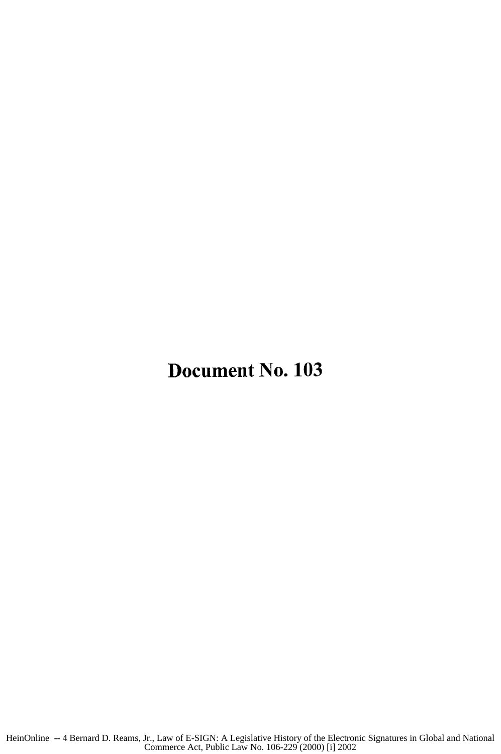# Document No. 103